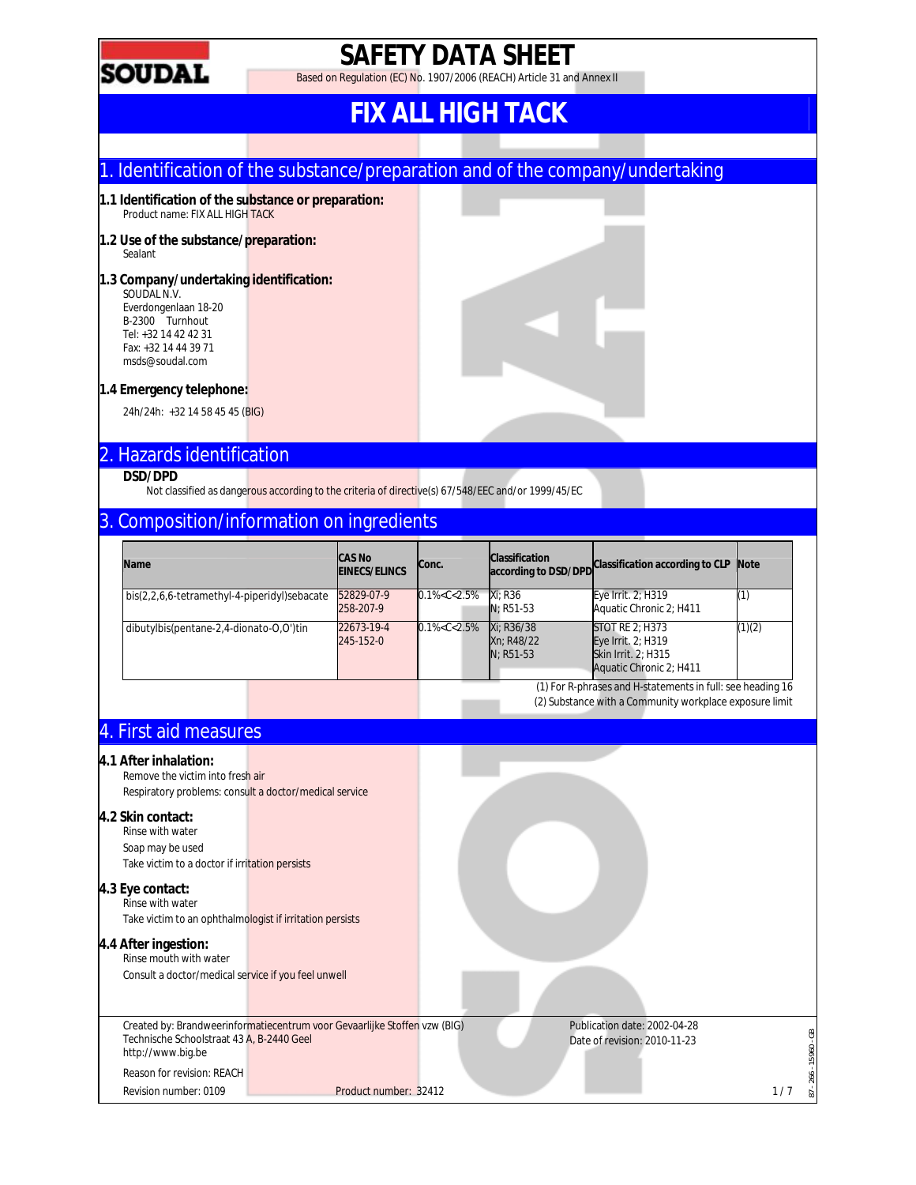# SAFETY DATA SHEET

Based on Regulation (EC) No. 1907/2006 (REACH) Article 31 and Annex II

# FIX ALL HIGH TACK

## 1. Identification of the substance/preparation and of the company/undertaking

### 1.1 Identification of the substance or preparation:

Product name: FIX ALL HIGH TACK

### 1.2 Use of the substance/preparation:

Sealant

### 1.3 Company/undertaking identification:

SOUDAL N.V.
Everdongenlaan 18-20
B-2300 Turnhout
Tel: +32 14 42 42 31
Fax: +32 14 44 39 71
msds@soudal.com

### 1.4 Emergency telephone:

24h/24h: +32 14 58 45 45 (BIG)

## 2. Hazards identification

**DSD/DPD**

Not classified as dangerous according to the criteria of directive(s) 67/548/EEC and/or 1999/45/EC

## 3. Composition/information on ingredients

| Name | CAS No EINECS/ELINCS | Conc. | Classification according to DSD/DPD | Classification according to CLP | Note |
|---|---|---|---|---|---|
| bis(2,2,6,6-tetramethyl-4-piperidyl)sebacate | 52829-07-9<br>258-207-9 | 0.1%<C<2.5% | Xi; R36<br>N; R51-53 | Eye Irrit. 2; H319<br>Aquatic Chronic 2; H411 | (1) |
| dibutylbis(pentane-2,4-dionato-O,O')tin | 22673-19-4<br>245-152-0 | 0.1%<C<2.5% | Xi; R36/38<br>Xn; R48/22<br>N; R51-53 | STOT RE 2; H373<br>Eye Irrit. 2; H319<br>Skin Irrit. 2; H315<br>Aquatic Chronic 2; H411 | (1)(2) |

(1) For R-phrases and H-statements in full: see heading 16
(2) Substance with a Community workplace exposure limit

## 4. First aid measures

### 4.1 After inhalation:

Remove the victim into fresh air
Respiratory problems: consult a doctor/medical service

### 4.2 Skin contact:

Rinse with water
Soap may be used
Take victim to a doctor if irritation persists

### 4.3 Eye contact:

Rinse with water
Take victim to an ophthalmologist if irritation persists

### 4.4 After ingestion:

Rinse mouth with water
Consult a doctor/medical service if you feel unwell

Created by: Brandweerinformatiecentrum voor Gevaarlijke Stoffen vzw (BIG)
Technische Schoolstraat 43 A, B-2440 Geel
http://www.big.be

Publication date: 2002-04-28
Date of revision: 2010-11-23

Reason for revision: REACH

Revision number: 0109 Product number: 32412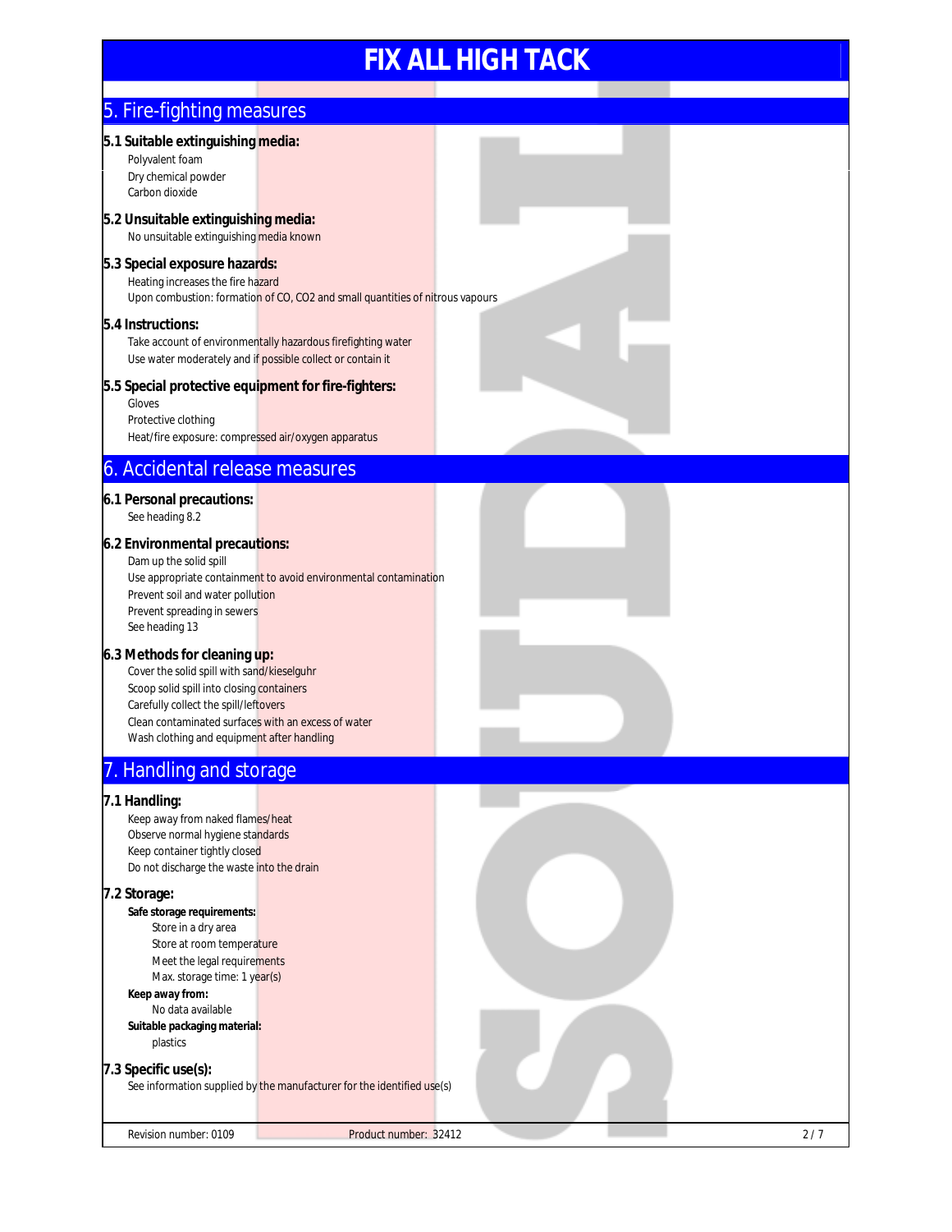## 5. Fire-fighting measures

### 5.1 Suitable extinguishing media:

Polyvalent foam
Dry chemical powder
Carbon dioxide

### 5.2 Unsuitable extinguishing media:

No unsuitable extinguishing media known

### 5.3 Special exposure hazards:

Heating increases the fire hazard
Upon combustion: formation of CO, $CO_2$ and small quantities of nitrous vapours

### 5.4 Instructions:

Take account of environmentally hazardous firefighting water
Use water moderately and if possible collect or contain it

### 5.5 Special protective equipment for fire-fighters:

Gloves
Protective clothing
Heat/fire exposure: compressed air/oxygen apparatus

## 6. Accidental release measures

### 6.1 Personal precautions:

See heading 8.2

### 6.2 Environmental precautions:

Dam up the solid spill
Use appropriate containment to avoid environmental contamination
Prevent soil and water pollution
Prevent spreading in sewers
See heading 13

### 6.3 Methods for cleaning up:

Cover the solid spill with sand/kieselguhr
Scoop solid spill into closing containers
Carefully collect the spill/leftovers
Clean contaminated surfaces with an excess of water
Wash clothing and equipment after handling

## 7. Handling and storage

### 7.1 Handling:

Keep away from naked flames/heat
Observe normal hygiene standards
Keep container tightly closed
Do not discharge the waste into the drain

### 7.2 Storage:

**Safe storage requirements:**

Store in a dry area
Store at room temperature
Meet the legal requirements
Max. storage time: 1 year(s)

**Keep away from:**

No data available

**Suitable packaging material:**

plastics

### 7.3 Specific use(s):

See information supplied by the manufacturer for the identified use(s)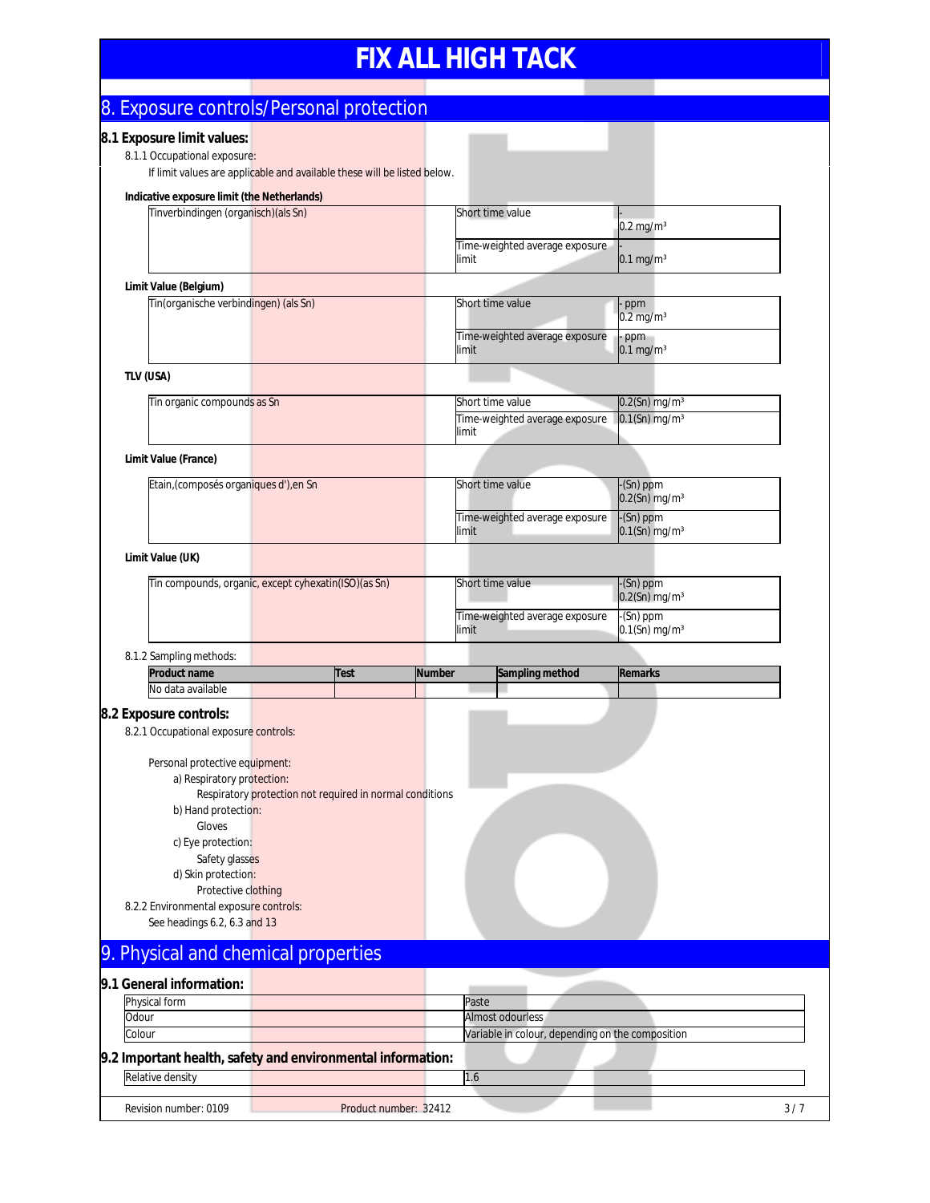# FIX ALL HIGH TACK

## 8. Exposure controls/Personal protection

### 8.1 Exposure limit values:

8.1.1 Occupational exposure:

If limit values are applicable and available these will be listed below.

**Indicative exposure limit (the Netherlands)**

| | | |
|---|---|---|
| Tinverbindingen (organisch)(als Sn) | Short time value | -<br>0.2 mg/m³ |
| | Time-weighted average exposure limit | -<br>0.1 mg/m³ |

**Limit Value (Belgium)**

| | | |
|---|---|---|
| Tin(organische verbindingen) (als Sn) | Short time value | - ppm<br>0.2 mg/m³ |
| | Time-weighted average exposure limit | - ppm<br>0.1 mg/m³ |

**TLV (USA)**

| | | |
|---|---|---|
| Tin organic compounds as Sn | Short time value | 0.2(Sn) mg/m³ |
| | Time-weighted average exposure limit | 0.1(Sn) mg/m³ |

**Limit Value (France)**

| | | |
|---|---|---|
| Etain,(composés organiques d'),en Sn | Short time value | -(Sn) ppm<br>0.2(Sn) mg/m³ |
| | Time-weighted average exposure limit | -(Sn) ppm<br>0.1(Sn) mg/m³ |

**Limit Value (UK)**

| | | |
|---|---|---|
| Tin compounds, organic, except cyhexatin(ISO)(as Sn) | Short time value | -(Sn) ppm<br>0.2(Sn) mg/m³ |
| | Time-weighted average exposure limit | -(Sn) ppm<br>0.1(Sn) mg/m³ |

8.1.2 Sampling methods:

| Product name | Test | Number | Sampling method | Remarks |
|---|---|---|---|---|
| No data available | | | | |

### 8.2 Exposure controls:

8.2.1 Occupational exposure controls:

Personal protective equipment:

a) Respiratory protection:
 Respiratory protection not required in normal conditions

b) Hand protection:
 Gloves

c) Eye protection:
 Safety glasses

d) Skin protection:
 Protective clothing

8.2.2 Environmental exposure controls:

See headings 6.2, 6.3 and 13

## 9. Physical and chemical properties

### 9.1 General information:

| | |
|---|---|
| Physical form | Paste |
| Odour | Almost odourless |
| Colour | Variable in colour, depending on the composition |

### 9.2 Important health, safety and environmental information:

| | |
|---|---|
| Relative density | 1.6 |

Revision number: 0109 Product number: 32412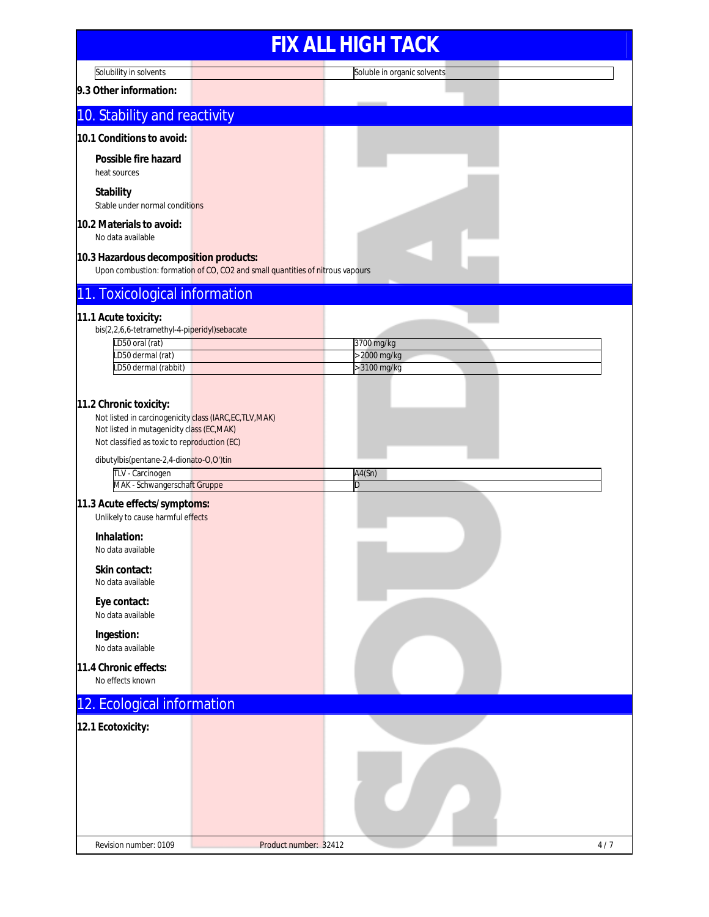| Solubility in solvents | Soluble in organic solvents |
|---|---|

### 9.3 Other information:

## 10. Stability and reactivity

### 10.1 Conditions to avoid:

**Possible fire hazard**

heat sources

**Stability**

Stable under normal conditions

### 10.2 Materials to avoid:

No data available

### 10.3 Hazardous decomposition products:

Upon combustion: formation of CO, CO2 and small quantities of nitrous vapours

## 11. Toxicological information

### 11.1 Acute toxicity:

bis(2,2,6,6-tetramethyl-4-piperidyl)sebacate

| | |
|---|---|
| LD50 oral (rat) | 3700 mg/kg |
| LD50 dermal (rat) | >2000 mg/kg |
| LD50 dermal (rabbit) | >3100 mg/kg |

### 11.2 Chronic toxicity:

Not listed in carcinogenicity class (IARC,EC,TLV,MAK)

Not listed in mutagenicity class (EC,MAK)

Not classified as toxic to reproduction (EC)

dibutylbis(pentane-2,4-dionato-O,O')tin

| | |
|---|---|
| TLV - Carcinogen | A4(Sn) |
| MAK - Schwangerschaft Gruppe | D |

### 11.3 Acute effects/symptoms:

Unlikely to cause harmful effects

**Inhalation:**

No data available

**Skin contact:**

No data available

**Eye contact:**

No data available

**Ingestion:**

No data available

### 11.4 Chronic effects:

No effects known

## 12. Ecological information

### 12.1 Ecotoxicity: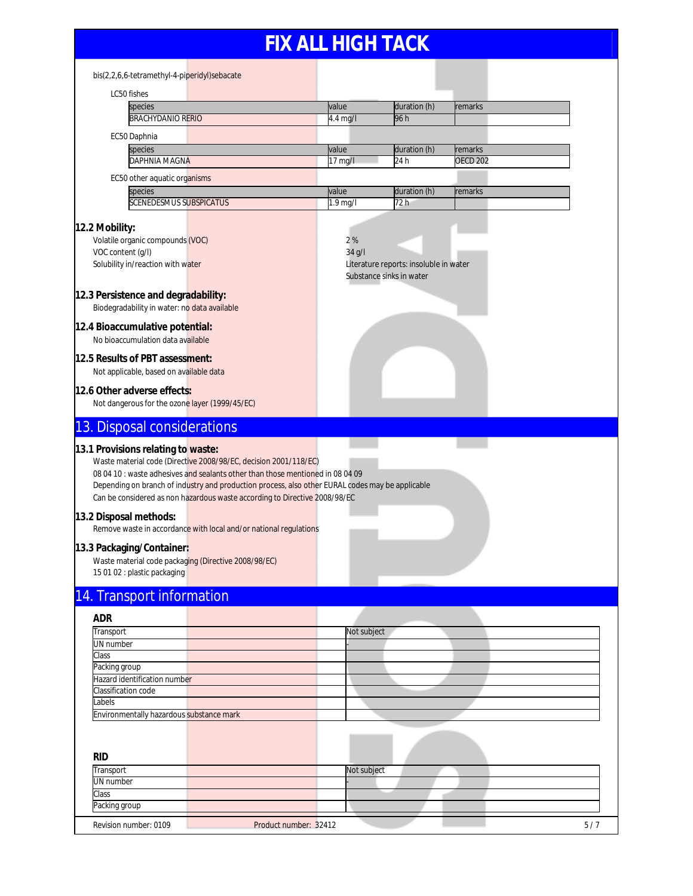bis(2,2,6,6-tetramethyl-4-piperidyl)sebacate

LC50 fishes

| species | value | duration (h) | remarks |
| --- | --- | --- | --- |
| BRACHYDANIO RERIO | 4.4 mg/l | 96 h | |

EC50 Daphnia

| species | value | duration (h) | remarks |
| --- | --- | --- | --- |
| DAPHNIA MAGNA | 17 mg/l | 24 h | OECD 202 |

EC50 other aquatic organisms

| species | value | duration (h) | remarks |
| --- | --- | --- | --- |
| SCENEDESMUS SUBSPICATUS | 1.9 mg/l | 72 h | |

### 12.2 Mobility:

Volatile organic compounds (VOC) 2 %

VOC content (g/l) 34 g/l

Solubility in/reaction with water Literature reports: insoluble in water

Substance sinks in water

### 12.3 Persistence and degradability:

Biodegradability in water: no data available

### 12.4 Bioaccumulative potential:

No bioaccumulation data available

### 12.5 Results of PBT assessment:

Not applicable, based on available data

### 12.6 Other adverse effects:

Not dangerous for the ozone layer (1999/45/EC)

## 13. Disposal considerations

### 13.1 Provisions relating to waste:

Waste material code (Directive 2008/98/EC, decision 2001/118/EC)

08 04 10 : waste adhesives and sealants other than those mentioned in 08 04 09

Depending on branch of industry and production process, also other EURAL codes may be applicable

Can be considered as non hazardous waste according to Directive 2008/98/EC

### 13.2 Disposal methods:

Remove waste in accordance with local and/or national regulations

### 13.3 Packaging/Container:

Waste material code packaging (Directive 2008/98/EC)

15 01 02 : plastic packaging

## 14. Transport information

### ADR

| | |
| --- | --- |
| Transport | Not subject |
| UN number | - |
| Class | |
| Packing group | |
| Hazard identification number | |
| Classification code | |
| Labels | |
| Environmentally hazardous substance mark | |

### RID

| | |
| --- | --- |
| Transport | Not subject |
| UN number | - |
| Class | |
| Packing group | |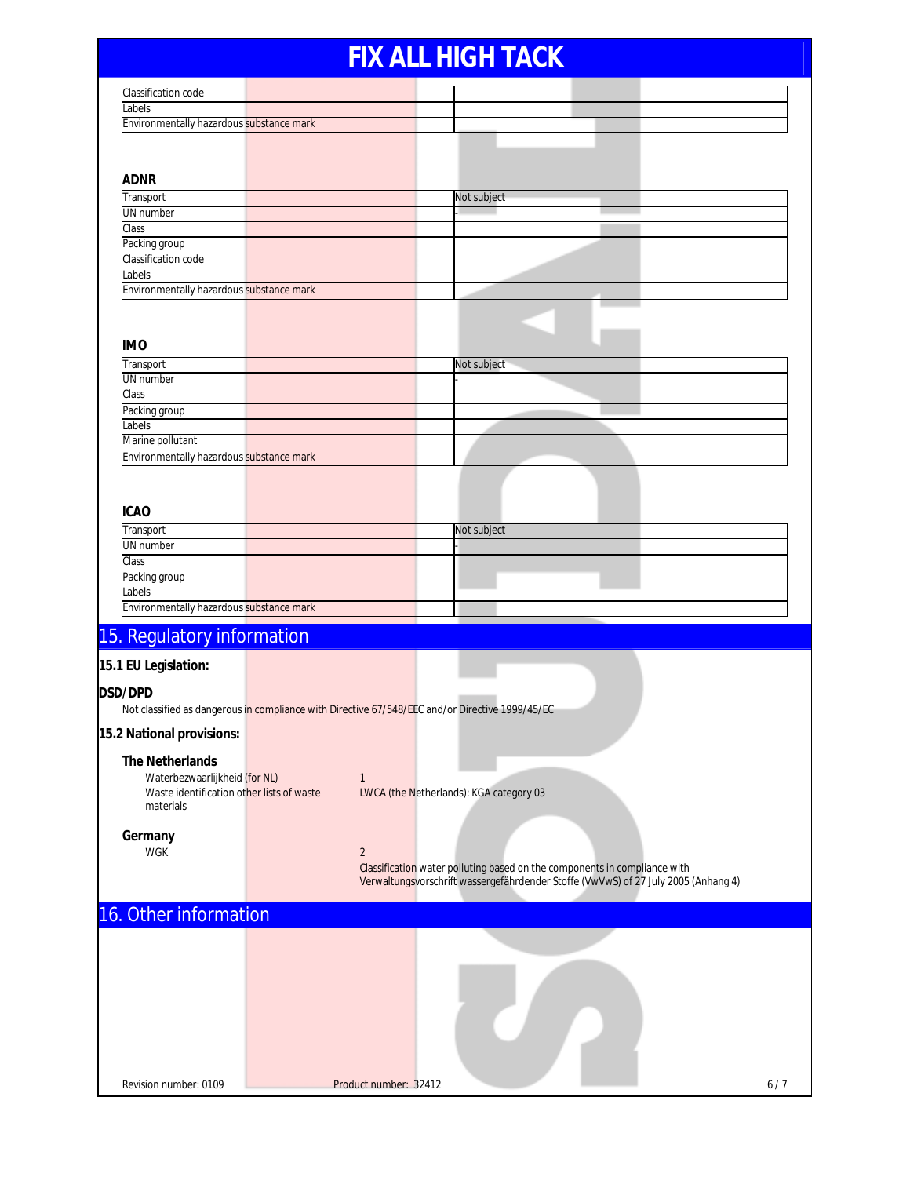| | |
|---|---|
| Classification code | |
| Labels | |
| Environmentally hazardous substance mark | |

### ADNR

| | |
|---|---|
| Transport | Not subject |
| UN number | - |
| Class | |
| Packing group | |
| Classification code | |
| Labels | |
| Environmentally hazardous substance mark | |

### IMO

| | |
|---|---|
| Transport | Not subject |
| UN number | - |
| Class | |
| Packing group | |
| Labels | |
| Marine pollutant | |
| Environmentally hazardous substance mark | |

### ICAO

| | |
|---|---|
| Transport | Not subject |
| UN number | - |
| Class | |
| Packing group | |
| Labels | |
| Environmentally hazardous substance mark | |

## 15. Regulatory information

### 15.1 EU Legislation:

**DSD/DPD**

Not classified as dangerous in compliance with Directive 67/548/EEC and/or Directive 1999/45/EC

### 15.2 National provisions:

**The Netherlands**

| | |
|---|---|
| Waterbezwaarlijkheid (for NL) | 1 |
| Waste identification other lists of waste materials | LWCA (the Netherlands): KGA category 03 |

**Germany**

| | |
|---|---|
| WGK | 2 |
| | Classification water polluting based on the components in compliance with Verwaltungsvorschrift wassergefährdender Stoffe (VwVwS) of 27 July 2005 (Anhang 4) |

## 16. Other information

Revision number: 0109 Product number: 32412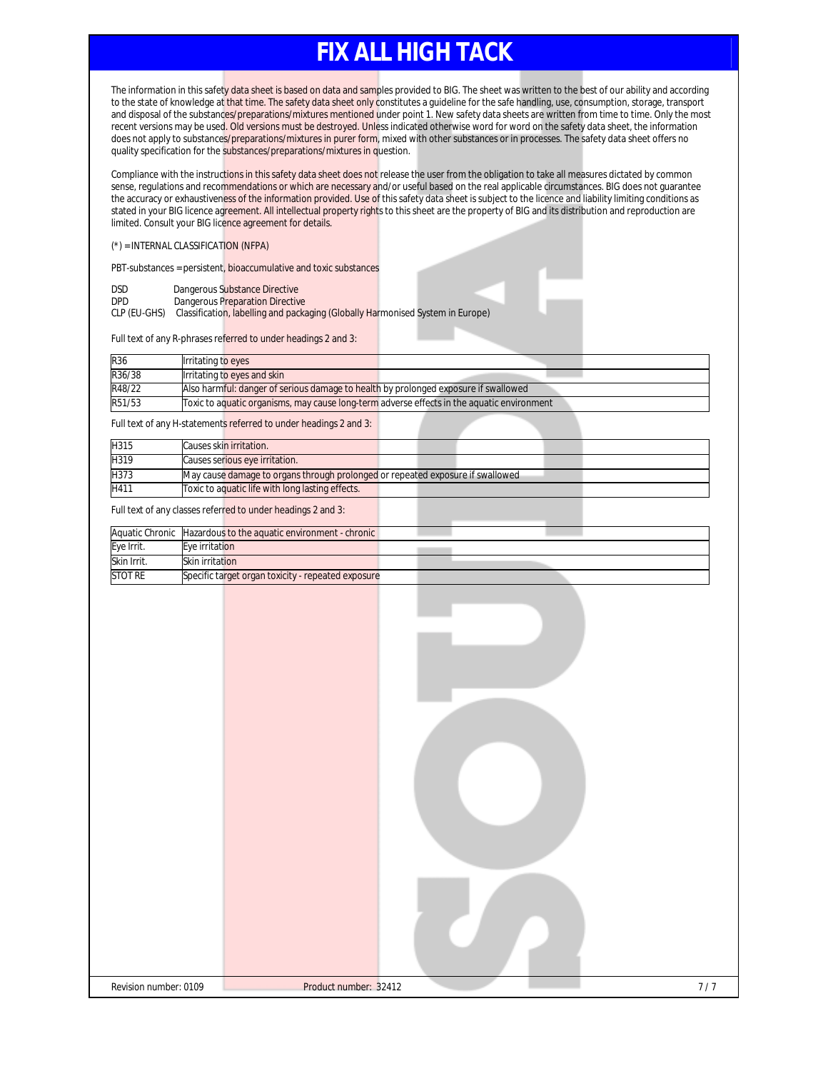The information in this safety data sheet is based on data and samples provided to BIG. The sheet was written to the best of our ability and according to the state of knowledge at that time. The safety data sheet only constitutes a guideline for the safe handling, use, consumption, storage, transport and disposal of the substances/preparations/mixtures mentioned under point 1. New safety data sheets are written from time to time. Only the most recent versions may be used. Old versions must be destroyed. Unless indicated otherwise word for word on the safety data sheet, the information does not apply to substances/preparations/mixtures in purer form, mixed with other substances or in processes. The safety data sheet offers no quality specification for the substances/preparations/mixtures in question.

Compliance with the instructions in this safety data sheet does not release the user from the obligation to take all measures dictated by common sense, regulations and recommendations or which are necessary and/or useful based on the real applicable circumstances. BIG does not guarantee the accuracy or exhaustiveness of the information provided. Use of this safety data sheet is subject to the licence and liability limiting conditions as stated in your BIG licence agreement. All intellectual property rights to this sheet are the property of BIG and its distribution and reproduction are limited. Consult your BIG licence agreement for details.

(*) = INTERNAL CLASSIFICATION (NFPA)

PBT-substances = persistent, bioaccumulative and toxic substances

DSD Dangerous Substance Directive
DPD Dangerous Preparation Directive
CLP (EU-GHS) Classification, labelling and packaging (Globally Harmonised System in Europe)

Full text of any R-phrases referred to under headings 2 and 3:

| | |
|---|---|
| R36 | Irritating to eyes |
| R36/38 | Irritating to eyes and skin |
| R48/22 | Also harmful: danger of serious damage to health by prolonged exposure if swallowed |
| R51/53 | Toxic to aquatic organisms, may cause long-term adverse effects in the aquatic environment |

Full text of any H-statements referred to under headings 2 and 3:

| | |
|---|---|
| H315 | Causes skin irritation. |
| H319 | Causes serious eye irritation. |
| H373 | May cause damage to organs through prolonged or repeated exposure if swallowed |
| H411 | Toxic to aquatic life with long lasting effects. |

Full text of any classes referred to under headings 2 and 3:

| | |
|---|---|
| Aquatic Chronic | Hazardous to the aquatic environment - chronic |
| Eye Irrit. | Eye irritation |
| Skin Irrit. | Skin irritation |
| STOT RE | Specific target organ toxicity - repeated exposure |